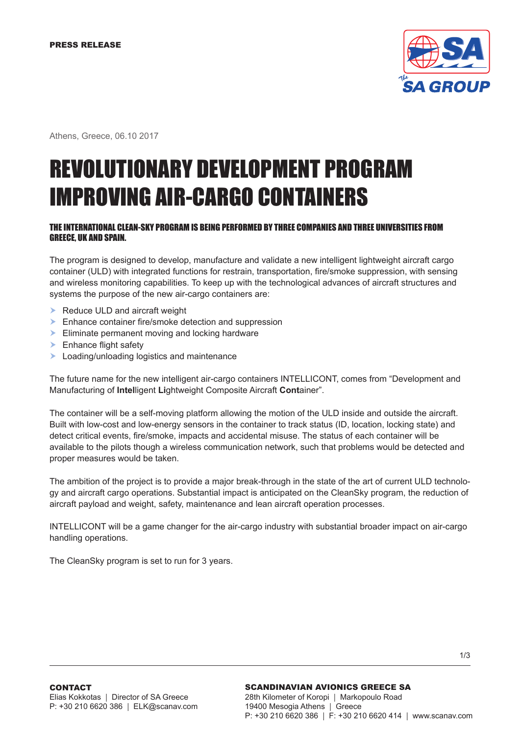PRESS RELEASE

Athens, Greece, 06.10 2017

# REVOLUTIONARY DEVELOPMENT PROGRAM IMPROVING AIR-CARGO CONTAINERS

## THE INTERNATIONAL CLEAN-SKY PROGRAM IS BEING PERFORMED BY THREE COMPANIES AND THREE UNIVERSITIES FROM GREECE, UK AND SPAIN.

The program is designed to develop, manufacture and validate a new intelligent lightweight aircraft cargo container (ULD) with integrated functions for restrain, transportation, fire/smoke suppression, with sensing and wireless monitoring capabilities. To keep up with the technological advances of aircraft structures and systems the purpose of the new air-cargo containers are:

- Reduce ULD and aircraft weight
- Enhance container fire/smoke detection and suppression
- Eliminate permanent moving and locking hardware
- Enhance flight safety
- Loading/unloading logistics and maintenance

The future name for the new intelligent air-cargo containers INTELLICONT, comes from "Development and Manufacturing of **Intel**ligent **Li**ghtweight Composite Aircraft **Cont**ainer".

The container will be a self-moving platform allowing the motion of the ULD inside and outside the aircraft. Built with low-cost and low-energy sensors in the container to track status (ID, location, locking state) and detect critical events, fire/smoke, impacts and accidental misuse. The status of each container will be available to the pilots though a wireless communication network, such that problems would be detected and proper measures would be taken.

The ambition of the project is to provide a major break-through in the state of the art of current ULD technology and aircraft cargo operations. Substantial impact is anticipated on the CleanSky program, the reduction of aircraft payload and weight, safety, maintenance and lean aircraft operation processes.

INTELLICONT will be a game changer for the air-cargo industry with substantial broader impact on air-cargo handling operations.

The CleanSky program is set to run for 3 years.

**CONTACT**
Elias Kokkotas | Director of SA Greece
P: +30 210 6620 386 | ELK@scanav.com

**SCANDINAVIAN AVIONICS GREECE SA**
28th Kilometer of Koropi | Markopoulo Road
19400 Mesogia Athens | Greece
P: +30 210 6620 386 | F: +30 210 6620 414 | www.scanav.com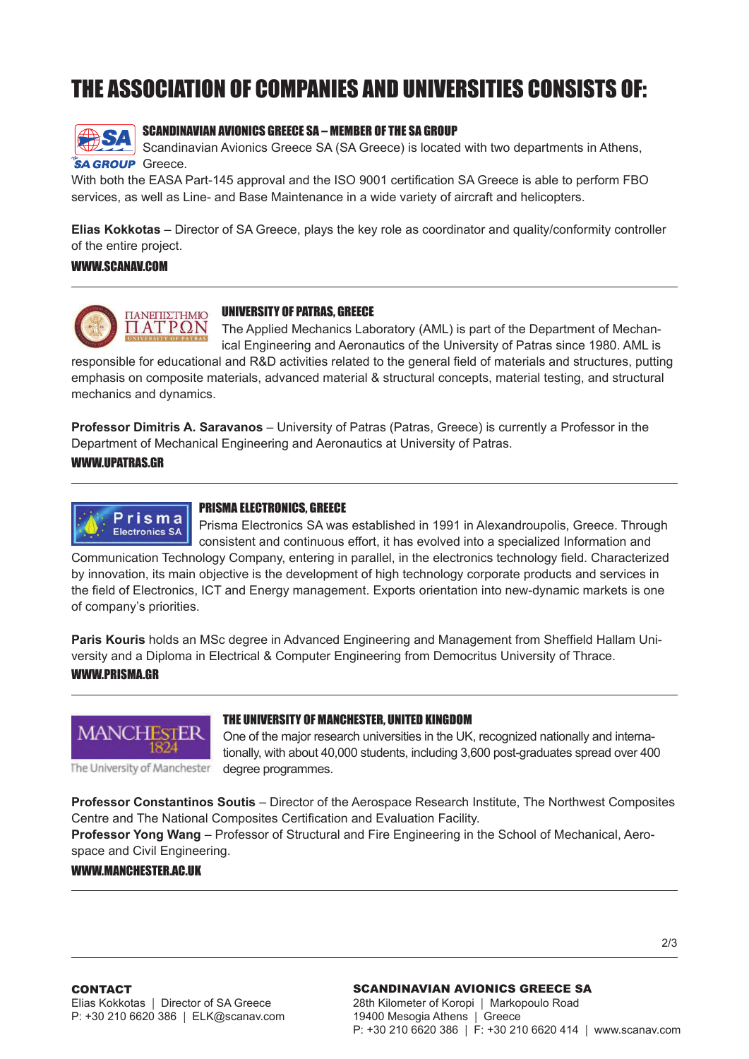# THE ASSOCIATION OF COMPANIES AND UNIVERSITIES CONSISTS OF:

### SCANDINAVIAN AVIONICS GREECE SA – MEMBER OF THE SA GROUP

Scandinavian Avionics Greece SA (SA Greece) is located with two departments in Athens, Greece.
With both the EASA Part-145 approval and the ISO 9001 certification SA Greece is able to perform FBO services, as well as Line- and Base Maintenance in a wide variety of aircraft and helicopters.

**Elias Kokkotas** – Director of SA Greece, plays the key role as coordinator and quality/conformity controller of the entire project.

**WWW.SCANAV.COM**

---

### UNIVERSITY OF PATRAS, GREECE

The Applied Mechanics Laboratory (AML) is part of the Department of Mechanical Engineering and Aeronautics of the University of Patras since 1980. AML is responsible for educational and R&D activities related to the general field of materials and structures, putting emphasis on composite materials, advanced material & structural concepts, material testing, and structural mechanics and dynamics.

**Professor Dimitris A. Saravanos** – University of Patras (Patras, Greece) is currently a Professor in the Department of Mechanical Engineering and Aeronautics at University of Patras.

**WWW.UPATRAS.GR**

---

### PRISMA ELECTRONICS, GREECE

Prisma Electronics SA was established in 1991 in Alexandroupolis, Greece. Through consistent and continuous effort, it has evolved into a specialized Information and Communication Technology Company, entering in parallel, in the electronics technology field. Characterized by innovation, its main objective is the development of high technology corporate products and services in the field of Electronics, ICT and Energy management. Exports orientation into new-dynamic markets is one of company's priorities.

**Paris Kouris** holds an MSc degree in Advanced Engineering and Management from Sheffield Hallam University and a Diploma in Electrical & Computer Engineering from Democritus University of Thrace.

**WWW.PRISMA.GR**

---

### THE UNIVERSITY OF MANCHESTER, UNITED KINGDOM

One of the major research universities in the UK, recognized nationally and internationally, with about 40,000 students, including 3,600 post-graduates spread over 400 degree programmes.

**Professor Constantinos Soutis** – Director of the Aerospace Research Institute, The Northwest Composites Centre and The National Composites Certification and Evaluation Facility.
**Professor Yong Wang** – Professor of Structural and Fire Engineering in the School of Mechanical, Aerospace and Civil Engineering.

**WWW.MANCHESTER.AC.UK**

---

**CONTACT**
Elias Kokkotas | Director of SA Greece
P: +30 210 6620 386 | ELK@scanav.com

**SCANDINAVIAN AVIONICS GREECE SA**
28th Kilometer of Koropi | Markopoulo Road
19400 Mesogia Athens | Greece
P: +30 210 6620 386 | F: +30 210 6620 414 | www.scanav.com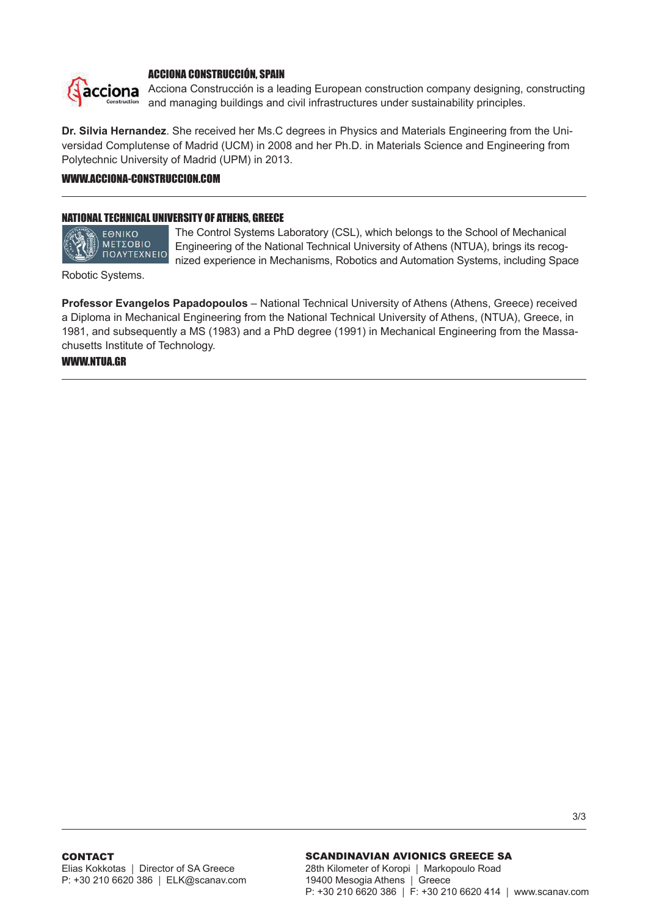### ACCIONA CONSTRUCCIÓN, SPAIN

Acciona Construcción is a leading European construction company designing, constructing and managing buildings and civil infrastructures under sustainability principles.

**Dr. Silvia Hernandez**. She received her Ms.C degrees in Physics and Materials Engineering from the Universidad Complutense of Madrid (UCM) in 2008 and her Ph.D. in Materials Science and Engineering from Polytechnic University of Madrid (UPM) in 2013.

**WWW.ACCIONA-CONSTRUCCION.COM**

---

### NATIONAL TECHNICAL UNIVERSITY OF ATHENS, GREECE

The Control Systems Laboratory (CSL), which belongs to the School of Mechanical Engineering of the National Technical University of Athens (NTUA), brings its recognized experience in Mechanisms, Robotics and Automation Systems, including Space Robotic Systems.

**Professor Evangelos Papadopoulos** – National Technical University of Athens (Athens, Greece) received a Diploma in Mechanical Engineering from the National Technical University of Athens, (NTUA), Greece, in 1981, and subsequently a MS (1983) and a PhD degree (1991) in Mechanical Engineering from the Massachusetts Institute of Technology.

**WWW.NTUA.GR**

---

**CONTACT**
Elias Kokkotas | Director of SA Greece
P: +30 210 6620 386 | ELK@scanav.com

**SCANDINAVIAN AVIONICS GREECE SA**
28th Kilometer of Koropi | Markopoulo Road
19400 Mesogia Athens | Greece
P: +30 210 6620 386 | F: +30 210 6620 414 | www.scanav.com